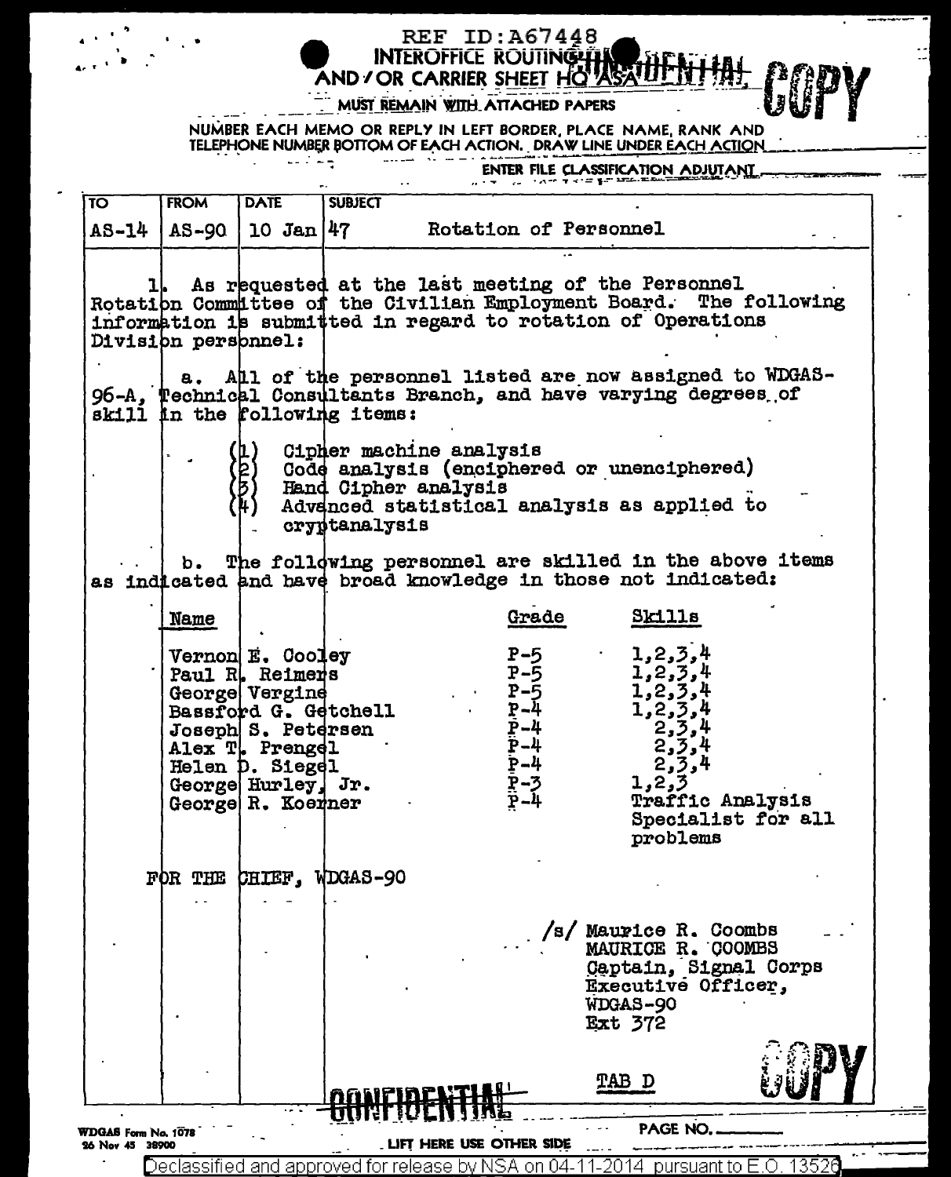REF ID:A67448

INTEROFFICE ROUTING AND / OR CARRIER SHEET HQ ASA

CONFIDENTIAL

COPY

MUST REMAIN WITH ATTACHED PAPERS

NUMBER EACH MEMO OR REPLY IN LEFT BORDER, PLACE NAME, RANK AND TELEPHONE NUMBER BOTTOM OF EACH ACTION. DRAW LINE UNDER EACH ACTION

ENTER FILE CLASSIFICATION ADJUTANT

| TO | FROM | DATE | SUBJECT |
|---|---|---|---|
| AS-14 | AS-90 | 10 Jan 47 | Rotation of Personnel |

1. As requested at the last meeting of the Personnel Rotation Committee of the Civilian Employment Board. The following information is submitted in regard to rotation of Operations Division personnel:

a. All of the personnel listed are now assigned to WDGAS-96-A, Technical Consultants Branch, and have varying degrees of skill in the following items:

(1) Cipher machine analysis
(2) Code analysis (enciphered or unenciphered)
(3) Hand Cipher analysis
(4) Advanced statistical analysis as applied to cryptanalysis

b. The following personnel are skilled in the above items as indicated and have broad knowledge in those not indicated:

| Name | Grade | Skills |
|---|---|---|
| Vernon E. Cooley | P-5 | 1,2,3,4 |
| Paul R. Reimers | P-5 | 1,2,3,4 |
| George Vergine | P-5 | 1,2,3,4 |
| Bassford G. Getchell | P-4 | 1,2,3,4 |
| Joseph S. Petersen | P-4 | 2,3,4 |
| Alex T. Prengel | P-4 | 2,3,4 |
| Helen D. Siegel | P-4 | 2,3,4 |
| George Hurley, Jr. | P-3 | 1,2,3 |
| George R. Koerner | P-4 | Traffic Analysis Specialist for all problems |

FOR THE CHIEF, WDGAS-90

/s/ Maurice R. Coombs
MAURICE R. COOMBS
Captain, Signal Corps
Executive Officer,
WDGAS-90
Ext 372

TAB D

CONFIDENTIAL

COPY

WDGAS Form No. 1078
26 Nov 45 38900

LIFT HERE USE OTHER SIDE

PAGE NO. \_\_\_\_\_\_

Declassified and approved for release by NSA on 04-11-2014 pursuant to E.O. 13526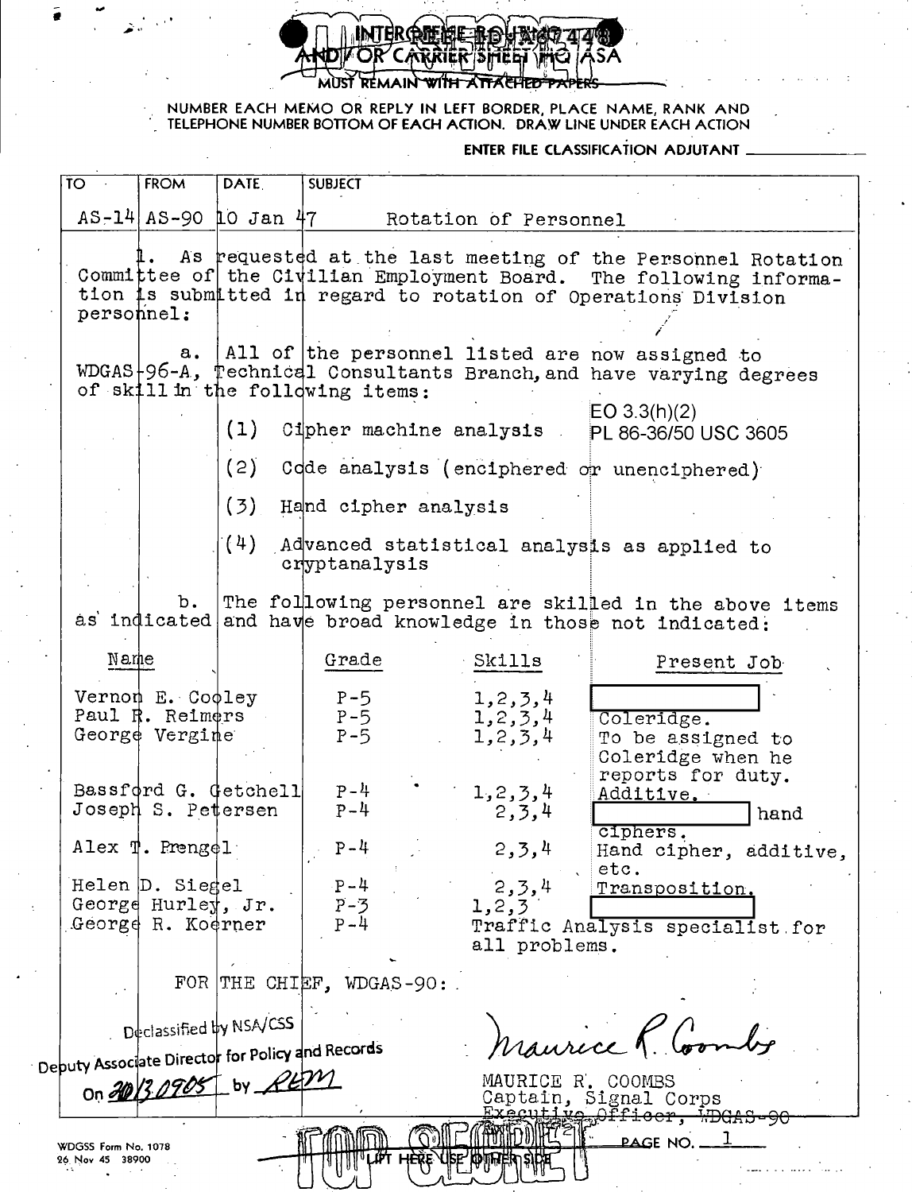INTEROFFICE ROUTING AND/OR CARRIER SHEET HQ ASA
MUST REMAIN WITH ATTACHED PAPERS

NUMBER EACH MEMO OR REPLY IN LEFT BORDER, PLACE NAME, RANK AND TELEPHONE NUMBER BOTTOM OF EACH ACTION. DRAW LINE UNDER EACH ACTION

ENTER FILE CLASSIFICATION ADJUTANT ______

| TO | FROM | DATE | SUBJECT |
|---|---|---|---|
| AS-14 | AS-90 | 10 Jan 47 | Rotation of Personnel |

1. As requested at the last meeting of the Personnel Rotation Committee of the Civilian Employment Board. The following information is submitted in regard to rotation of Operations Division personnel:

a. All of the personnel listed are now assigned to WDGAS-96-A, Technical Consultants Branch, and have varying degrees of skill in the following items:

EO 3.3(h)(2)
PL 86-36/50 USC 3605

(1) Cipher machine analysis

(2) Code analysis (enciphered or unenciphered)

(3) Hand cipher analysis

(4) Advanced statistical analysis as applied to cryptanalysis

b. The following personnel are skilled in the above items as indicated and have broad knowledge in those not indicated:

| Name | Grade | Skills | Present Job |
|---|---|---|---|
| Vernon E. Cooley | P-5 | 1,2,3,4 | [redacted] |
| Paul R. Reimers | P-5 | 1,2,3,4 | Coleridge. |
| George Vergine | P-5 | 1,2,3,4 | To be assigned to Coleridge when he reports for duty. |
| Bassford G. Getchell | P-4 | 1,2,3,4 | Additive. |
| Joseph S. Petersen | P-4 | 2,3,4 | [redacted] hand ciphers. |
| Alex T. Prengel | P-4 | 2,3,4 | Hand cipher, additive, etc. |
| Helen D. Siegel | P-4 | 2,3,4 | Transposition. |
| George Hurley, Jr. | P-3 | 1,2,3 | [redacted] |
| George R. Koerner | P-4 | Traffic Analysis specialist for all problems. | |

FOR THE CHIEF, WDGAS-90:

Declassified by NSA/CSS
Deputy Associate Director for Policy and Records
On 20130905 by RLM

Maurice R. Coombs

MAURICE R. COOMBS
Captain, Signal Corps
~~Executive Officer, WDGAS-90~~

WDGSS Form No. 1078
26 Nov 45 38900

PAGE NO. 1

LIFT HERE USE OTHER SIDE